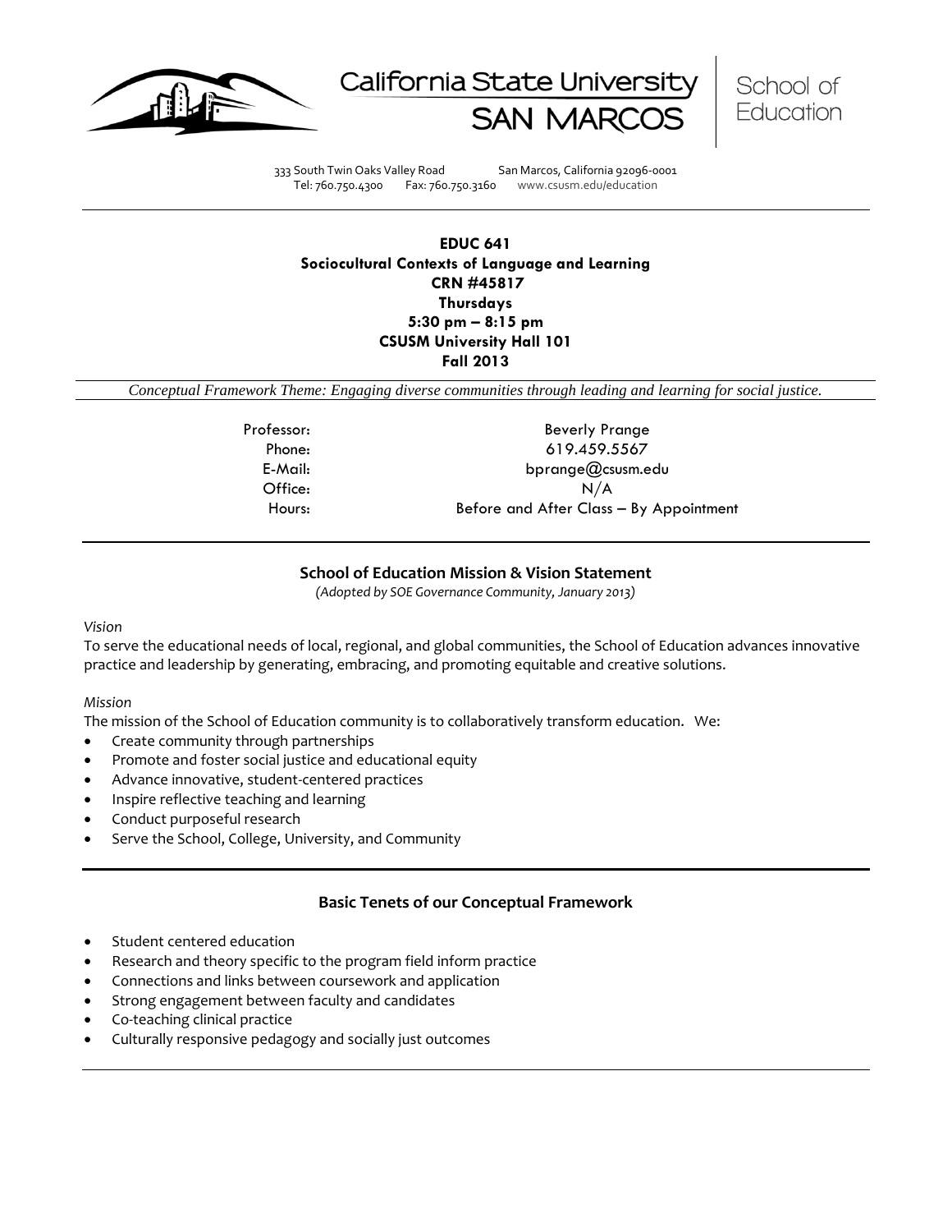California State University SAN MARCOS | School of Education

333 South Twin Oaks Valley Road San Marcos, California 92096-0001
Tel: 760.750.4300 Fax: 760.750.3160 www.csusm.edu/education

**EDUC 641**
**Sociocultural Contexts of Language and Learning**
**CRN #45817**
**Thursdays**
**5:30 pm – 8:15 pm**
**CSUSM University Hall 101**
**Fall 2013**

*Conceptual Framework Theme: Engaging diverse communities through leading and learning for social justice.*

| | |
|---|---|
| Professor: | Beverly Prange |
| Phone: | 619.459.5567 |
| E-Mail: | bprange@csusm.edu |
| Office: | N/A |
| Hours: | Before and After Class – By Appointment |

## School of Education Mission & Vision Statement

*(Adopted by SOE Governance Community, January 2013)*

*Vision*

To serve the educational needs of local, regional, and global communities, the School of Education advances innovative practice and leadership by generating, embracing, and promoting equitable and creative solutions.

*Mission*

The mission of the School of Education community is to collaboratively transform education. We:

- Create community through partnerships
- Promote and foster social justice and educational equity
- Advance innovative, student-centered practices
- Inspire reflective teaching and learning
- Conduct purposeful research
- Serve the School, College, University, and Community

## Basic Tenets of our Conceptual Framework

- Student centered education
- Research and theory specific to the program field inform practice
- Connections and links between coursework and application
- Strong engagement between faculty and candidates
- Co-teaching clinical practice
- Culturally responsive pedagogy and socially just outcomes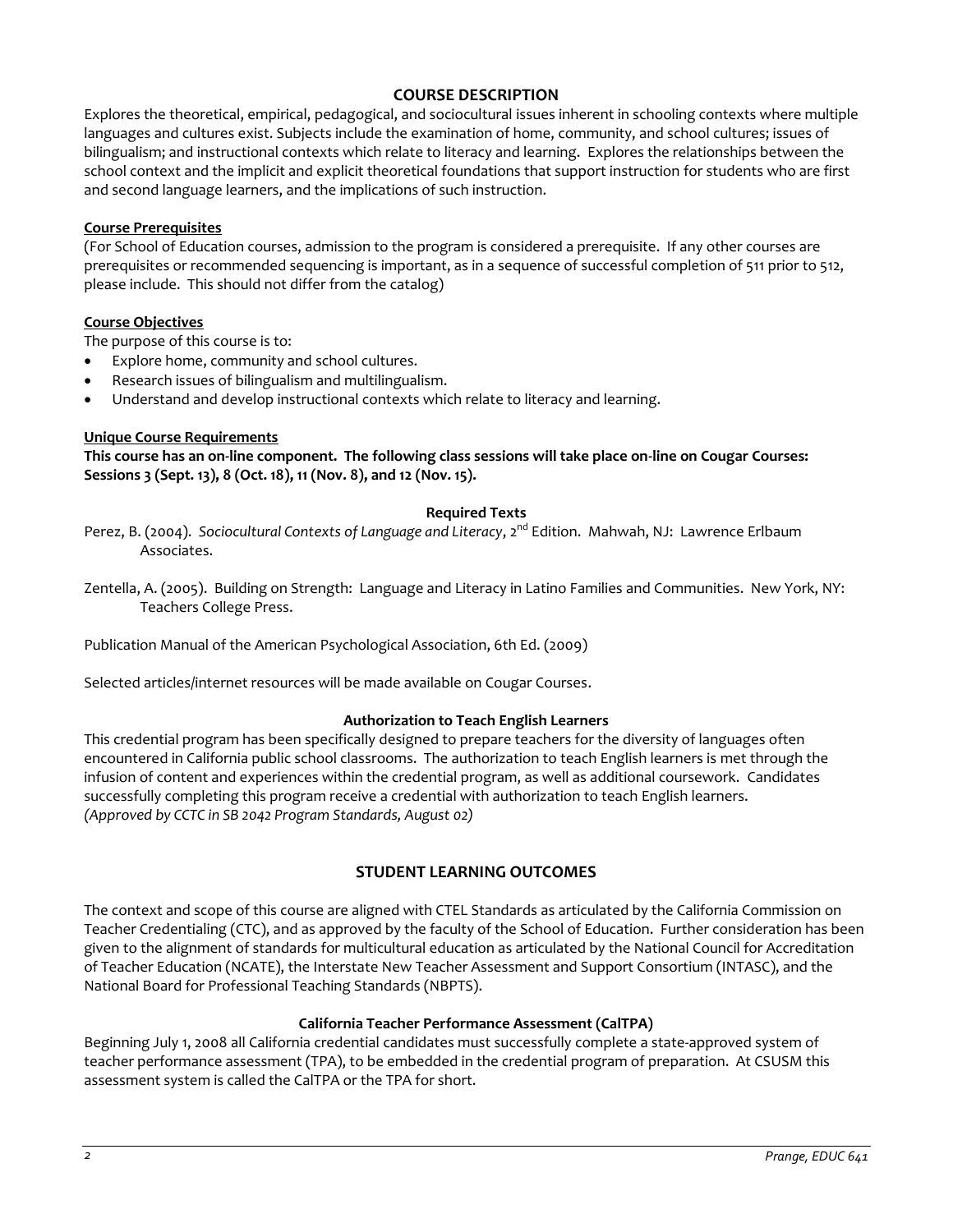## COURSE DESCRIPTION

Explores the theoretical, empirical, pedagogical, and sociocultural issues inherent in schooling contexts where multiple languages and cultures exist. Subjects include the examination of home, community, and school cultures; issues of bilingualism; and instructional contexts which relate to literacy and learning. Explores the relationships between the school context and the implicit and explicit theoretical foundations that support instruction for students who are first and second language learners, and the implications of such instruction.

**Course Prerequisites**

(For School of Education courses, admission to the program is considered a prerequisite. If any other courses are prerequisites or recommended sequencing is important, as in a sequence of successful completion of 511 prior to 512, please include. This should not differ from the catalog)

**Course Objectives**

The purpose of this course is to:

- Explore home, community and school cultures.
- Research issues of bilingualism and multilingualism.
- Understand and develop instructional contexts which relate to literacy and learning.

**Unique Course Requirements**

**This course has an on-line component. The following class sessions will take place on-line on Cougar Courses: Sessions 3 (Sept. 13), 8 (Oct. 18), 11 (Nov. 8), and 12 (Nov. 15).**

### Required Texts

Perez, B. (2004). *Sociocultural Contexts of Language and Literacy*, 2nd Edition. Mahwah, NJ: Lawrence Erlbaum Associates.

Zentella, A. (2005). Building on Strength: Language and Literacy in Latino Families and Communities. New York, NY: Teachers College Press.

Publication Manual of the American Psychological Association, 6th Ed. (2009)

Selected articles/internet resources will be made available on Cougar Courses.

### Authorization to Teach English Learners

This credential program has been specifically designed to prepare teachers for the diversity of languages often encountered in California public school classrooms. The authorization to teach English learners is met through the infusion of content and experiences within the credential program, as well as additional coursework. Candidates successfully completing this program receive a credential with authorization to teach English learners.
*(Approved by CCTC in SB 2042 Program Standards, August 02)*

## STUDENT LEARNING OUTCOMES

The context and scope of this course are aligned with CTEL Standards as articulated by the California Commission on Teacher Credentialing (CTC), and as approved by the faculty of the School of Education. Further consideration has been given to the alignment of standards for multicultural education as articulated by the National Council for Accreditation of Teacher Education (NCATE), the Interstate New Teacher Assessment and Support Consortium (INTASC), and the National Board for Professional Teaching Standards (NBPTS).

### California Teacher Performance Assessment (CalTPA)

Beginning July 1, 2008 all California credential candidates must successfully complete a state-approved system of teacher performance assessment (TPA), to be embedded in the credential program of preparation. At CSUSM this assessment system is called the CalTPA or the TPA for short.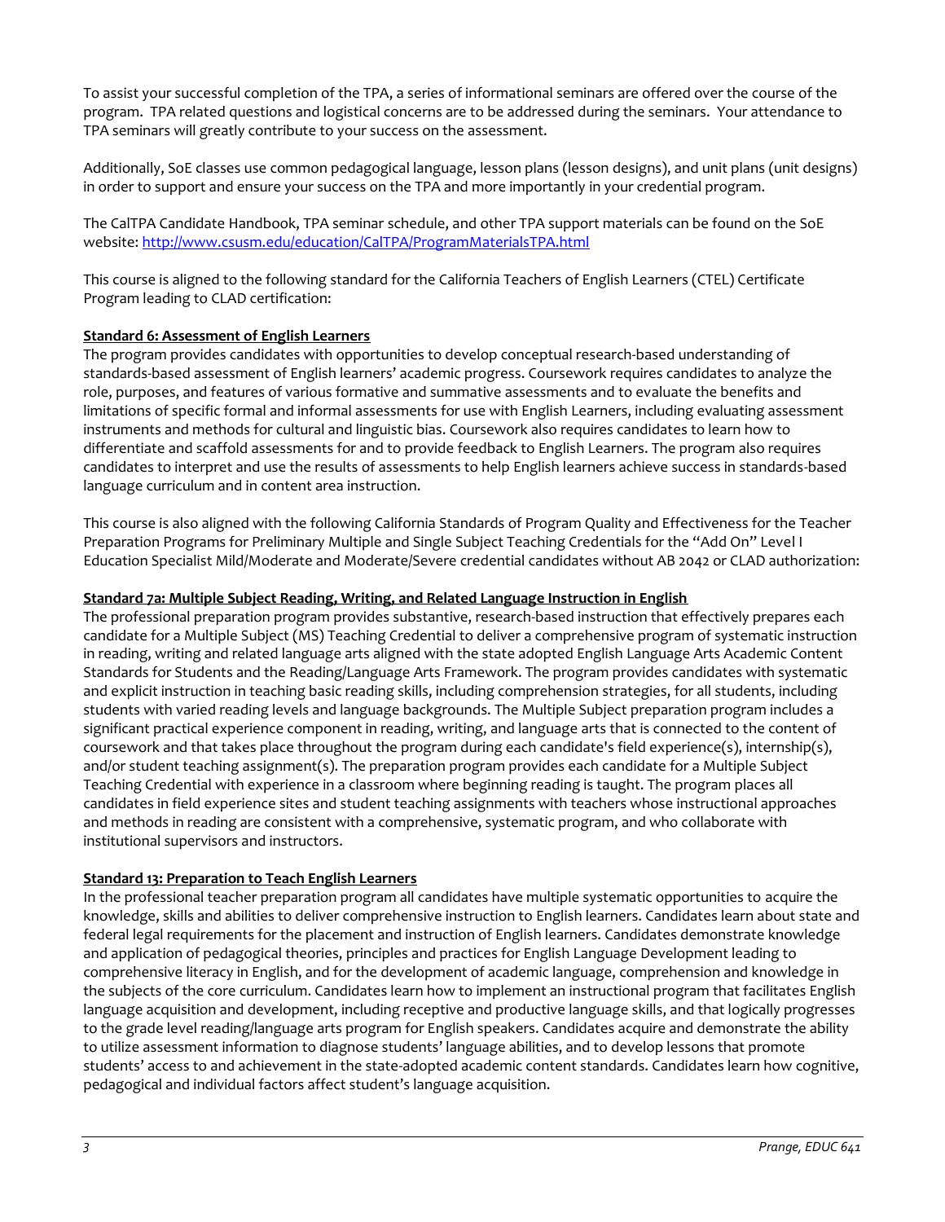To assist your successful completion of the TPA, a series of informational seminars are offered over the course of the program. TPA related questions and logistical concerns are to be addressed during the seminars. Your attendance to TPA seminars will greatly contribute to your success on the assessment.

Additionally, SoE classes use common pedagogical language, lesson plans (lesson designs), and unit plans (unit designs) in order to support and ensure your success on the TPA and more importantly in your credential program.

The CalTPA Candidate Handbook, TPA seminar schedule, and other TPA support materials can be found on the SoE website: [http://www.csusm.edu/education/CalTPA/ProgramMaterialsTPA.html](http://www.csusm.edu/education/CalTPA/ProgramMaterialsTPA.html)

This course is aligned to the following standard for the California Teachers of English Learners (CTEL) Certificate Program leading to CLAD certification:

**Standard 6: Assessment of English Learners**

The program provides candidates with opportunities to develop conceptual research-based understanding of standards-based assessment of English learners' academic progress. Coursework requires candidates to analyze the role, purposes, and features of various formative and summative assessments and to evaluate the benefits and limitations of specific formal and informal assessments for use with English Learners, including evaluating assessment instruments and methods for cultural and linguistic bias. Coursework also requires candidates to learn how to differentiate and scaffold assessments for and to provide feedback to English Learners. The program also requires candidates to interpret and use the results of assessments to help English learners achieve success in standards-based language curriculum and in content area instruction.

This course is also aligned with the following California Standards of Program Quality and Effectiveness for the Teacher Preparation Programs for Preliminary Multiple and Single Subject Teaching Credentials for the "Add On" Level I Education Specialist Mild/Moderate and Moderate/Severe credential candidates without AB 2042 or CLAD authorization:

**Standard 7a: Multiple Subject Reading, Writing, and Related Language Instruction in English**

The professional preparation program provides substantive, research-based instruction that effectively prepares each candidate for a Multiple Subject (MS) Teaching Credential to deliver a comprehensive program of systematic instruction in reading, writing and related language arts aligned with the state adopted English Language Arts Academic Content Standards for Students and the Reading/Language Arts Framework. The program provides candidates with systematic and explicit instruction in teaching basic reading skills, including comprehension strategies, for all students, including students with varied reading levels and language backgrounds. The Multiple Subject preparation program includes a significant practical experience component in reading, writing, and language arts that is connected to the content of coursework and that takes place throughout the program during each candidate's field experience(s), internship(s), and/or student teaching assignment(s). The preparation program provides each candidate for a Multiple Subject Teaching Credential with experience in a classroom where beginning reading is taught. The program places all candidates in field experience sites and student teaching assignments with teachers whose instructional approaches and methods in reading are consistent with a comprehensive, systematic program, and who collaborate with institutional supervisors and instructors.

**Standard 13: Preparation to Teach English Learners**

In the professional teacher preparation program all candidates have multiple systematic opportunities to acquire the knowledge, skills and abilities to deliver comprehensive instruction to English learners. Candidates learn about state and federal legal requirements for the placement and instruction of English learners. Candidates demonstrate knowledge and application of pedagogical theories, principles and practices for English Language Development leading to comprehensive literacy in English, and for the development of academic language, comprehension and knowledge in the subjects of the core curriculum. Candidates learn how to implement an instructional program that facilitates English language acquisition and development, including receptive and productive language skills, and that logically progresses to the grade level reading/language arts program for English speakers. Candidates acquire and demonstrate the ability to utilize assessment information to diagnose students' language abilities, and to develop lessons that promote students' access to and achievement in the state-adopted academic content standards. Candidates learn how cognitive, pedagogical and individual factors affect student's language acquisition.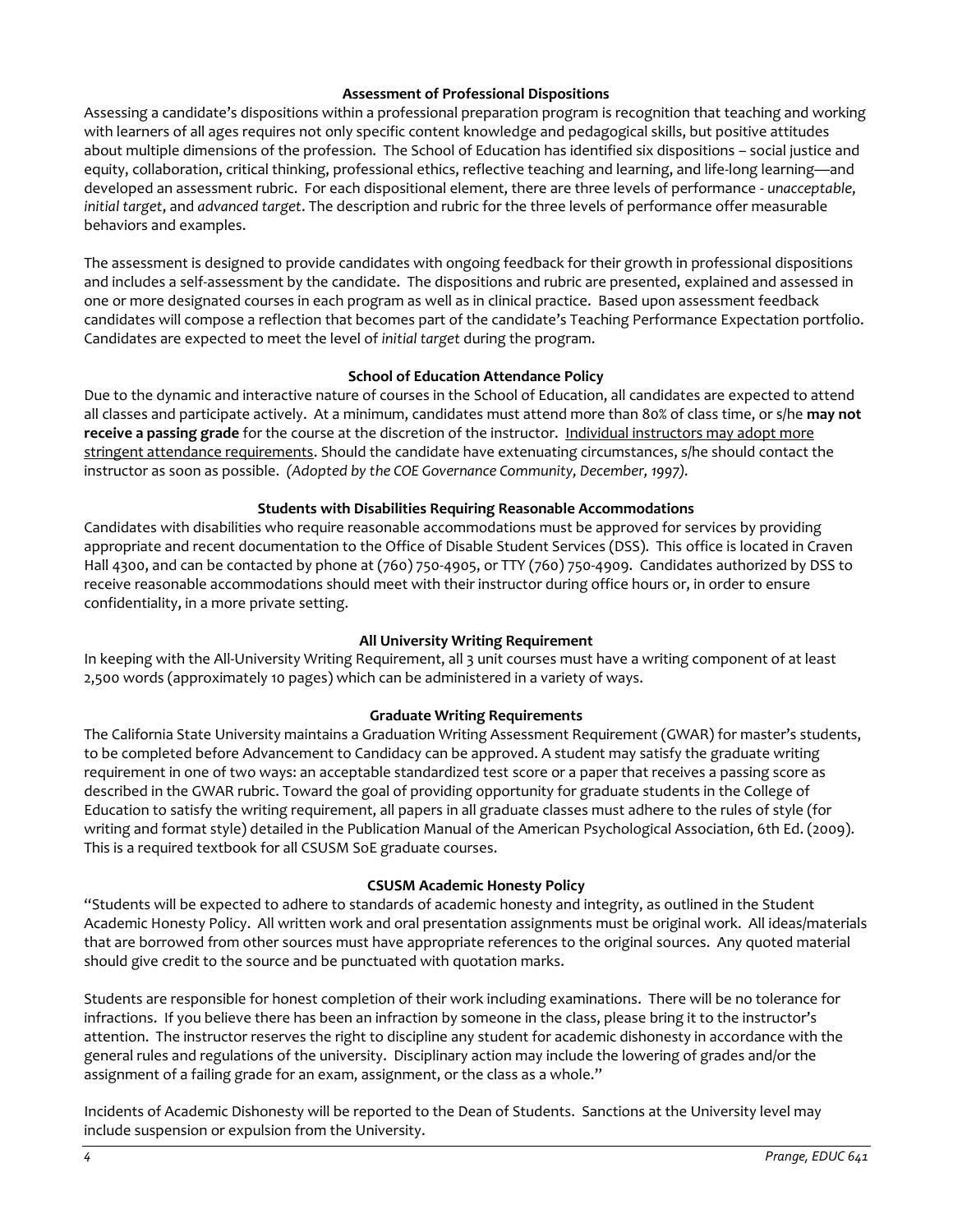### Assessment of Professional Dispositions

Assessing a candidate's dispositions within a professional preparation program is recognition that teaching and working with learners of all ages requires not only specific content knowledge and pedagogical skills, but positive attitudes about multiple dimensions of the profession. The School of Education has identified six dispositions – social justice and equity, collaboration, critical thinking, professional ethics, reflective teaching and learning, and life-long learning—and developed an assessment rubric. For each dispositional element, there are three levels of performance - *unacceptable*, *initial target*, and *advanced target*. The description and rubric for the three levels of performance offer measurable behaviors and examples.

The assessment is designed to provide candidates with ongoing feedback for their growth in professional dispositions and includes a self-assessment by the candidate. The dispositions and rubric are presented, explained and assessed in one or more designated courses in each program as well as in clinical practice. Based upon assessment feedback candidates will compose a reflection that becomes part of the candidate's Teaching Performance Expectation portfolio. Candidates are expected to meet the level of *initial target* during the program.

### School of Education Attendance Policy

Due to the dynamic and interactive nature of courses in the School of Education, all candidates are expected to attend all classes and participate actively. At a minimum, candidates must attend more than 80% of class time, or s/he **may not receive a passing grade** for the course at the discretion of the instructor. Individual instructors may adopt more stringent attendance requirements. Should the candidate have extenuating circumstances, s/he should contact the instructor as soon as possible. *(Adopted by the COE Governance Community, December, 1997).*

### Students with Disabilities Requiring Reasonable Accommodations

Candidates with disabilities who require reasonable accommodations must be approved for services by providing appropriate and recent documentation to the Office of Disable Student Services (DSS). This office is located in Craven Hall 4300, and can be contacted by phone at (760) 750-4905, or TTY (760) 750-4909. Candidates authorized by DSS to receive reasonable accommodations should meet with their instructor during office hours or, in order to ensure confidentiality, in a more private setting.

### All University Writing Requirement

In keeping with the All-University Writing Requirement, all 3 unit courses must have a writing component of at least 2,500 words (approximately 10 pages) which can be administered in a variety of ways.

### Graduate Writing Requirements

The California State University maintains a Graduation Writing Assessment Requirement (GWAR) for master's students, to be completed before Advancement to Candidacy can be approved. A student may satisfy the graduate writing requirement in one of two ways: an acceptable standardized test score or a paper that receives a passing score as described in the GWAR rubric. Toward the goal of providing opportunity for graduate students in the College of Education to satisfy the writing requirement, all papers in all graduate classes must adhere to the rules of style (for writing and format style) detailed in the Publication Manual of the American Psychological Association, 6th Ed. (2009). This is a required textbook for all CSUSM SoE graduate courses.

### CSUSM Academic Honesty Policy

"Students will be expected to adhere to standards of academic honesty and integrity, as outlined in the Student Academic Honesty Policy. All written work and oral presentation assignments must be original work. All ideas/materials that are borrowed from other sources must have appropriate references to the original sources. Any quoted material should give credit to the source and be punctuated with quotation marks.

Students are responsible for honest completion of their work including examinations. There will be no tolerance for infractions. If you believe there has been an infraction by someone in the class, please bring it to the instructor's attention. The instructor reserves the right to discipline any student for academic dishonesty in accordance with the general rules and regulations of the university. Disciplinary action may include the lowering of grades and/or the assignment of a failing grade for an exam, assignment, or the class as a whole."

Incidents of Academic Dishonesty will be reported to the Dean of Students. Sanctions at the University level may include suspension or expulsion from the University.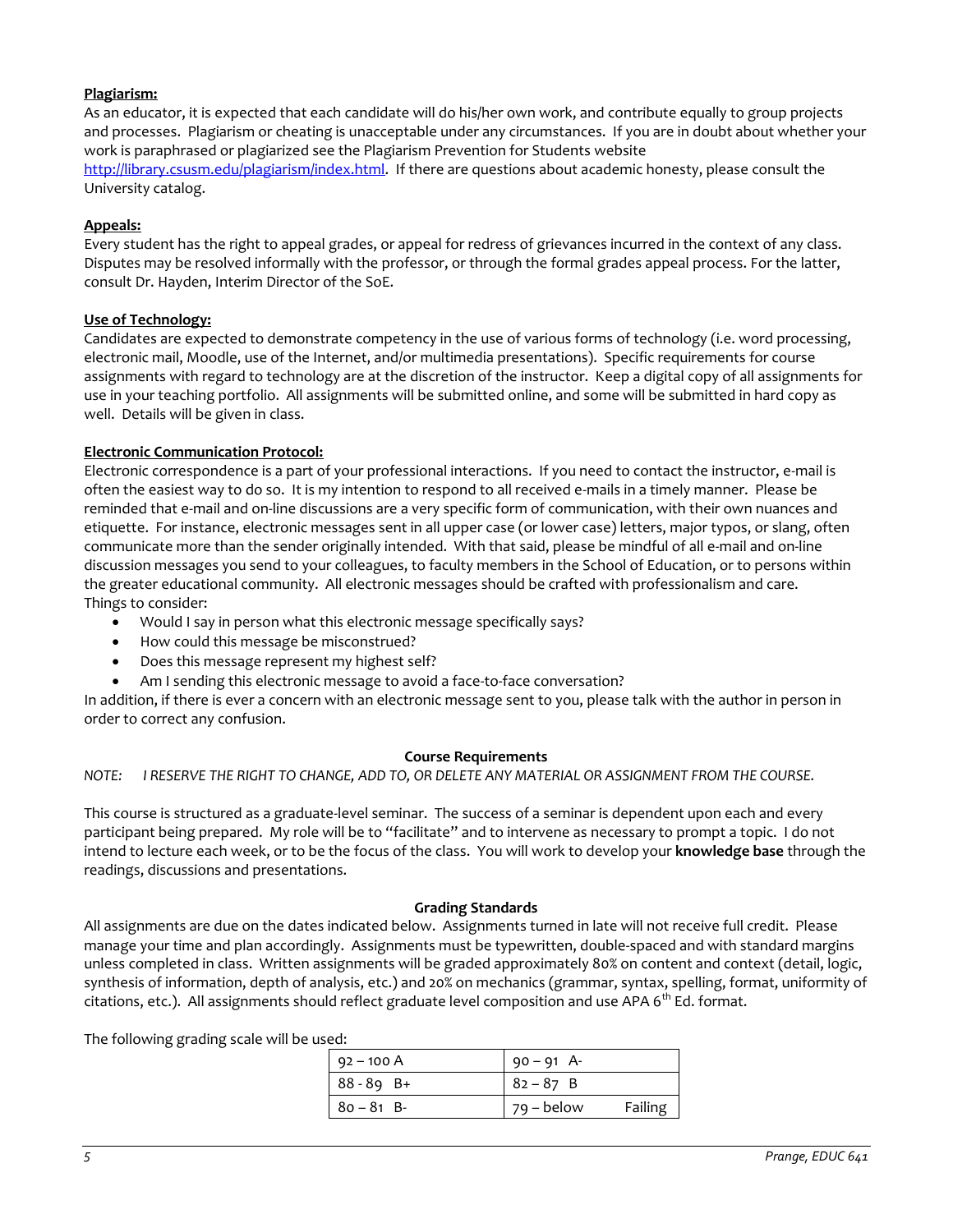**Plagiarism:**

As an educator, it is expected that each candidate will do his/her own work, and contribute equally to group projects and processes. Plagiarism or cheating is unacceptable under any circumstances. If you are in doubt about whether your work is paraphrased or plagiarized see the Plagiarism Prevention for Students website http://library.csusm.edu/plagiarism/index.html. If there are questions about academic honesty, please consult the University catalog.

**Appeals:**

Every student has the right to appeal grades, or appeal for redress of grievances incurred in the context of any class. Disputes may be resolved informally with the professor, or through the formal grades appeal process. For the latter, consult Dr. Hayden, Interim Director of the SoE.

**Use of Technology:**

Candidates are expected to demonstrate competency in the use of various forms of technology (i.e. word processing, electronic mail, Moodle, use of the Internet, and/or multimedia presentations). Specific requirements for course assignments with regard to technology are at the discretion of the instructor. Keep a digital copy of all assignments for use in your teaching portfolio. All assignments will be submitted online, and some will be submitted in hard copy as well. Details will be given in class.

**Electronic Communication Protocol:**

Electronic correspondence is a part of your professional interactions. If you need to contact the instructor, e-mail is often the easiest way to do so. It is my intention to respond to all received e-mails in a timely manner. Please be reminded that e-mail and on-line discussions are a very specific form of communication, with their own nuances and etiquette. For instance, electronic messages sent in all upper case (or lower case) letters, major typos, or slang, often communicate more than the sender originally intended. With that said, please be mindful of all e-mail and on-line discussion messages you send to your colleagues, to faculty members in the School of Education, or to persons within the greater educational community. All electronic messages should be crafted with professionalism and care.
Things to consider:

- Would I say in person what this electronic message specifically says?
- How could this message be misconstrued?
- Does this message represent my highest self?
- Am I sending this electronic message to avoid a face-to-face conversation?

In addition, if there is ever a concern with an electronic message sent to you, please talk with the author in person in order to correct any confusion.

## Course Requirements

*NOTE: I RESERVE THE RIGHT TO CHANGE, ADD TO, OR DELETE ANY MATERIAL OR ASSIGNMENT FROM THE COURSE.*

This course is structured as a graduate-level seminar. The success of a seminar is dependent upon each and every participant being prepared. My role will be to "facilitate" and to intervene as necessary to prompt a topic. I do not intend to lecture each week, or to be the focus of the class. You will work to develop your **knowledge base** through the readings, discussions and presentations.

## Grading Standards

All assignments are due on the dates indicated below. Assignments turned in late will not receive full credit. Please manage your time and plan accordingly. Assignments must be typewritten, double-spaced and with standard margins unless completed in class. Written assignments will be graded approximately 80% on content and context (detail, logic, synthesis of information, depth of analysis, etc.) and 20% on mechanics (grammar, syntax, spelling, format, uniformity of citations, etc.). All assignments should reflect graduate level composition and use APA 6th Ed. format.

The following grading scale will be used:

| | |
|---|---|
| 92 – 100 A | 90 – 91 A- |
| 88 - 89 B+ | 82 – 87 B |
| 80 – 81 B- | 79 – below Failing |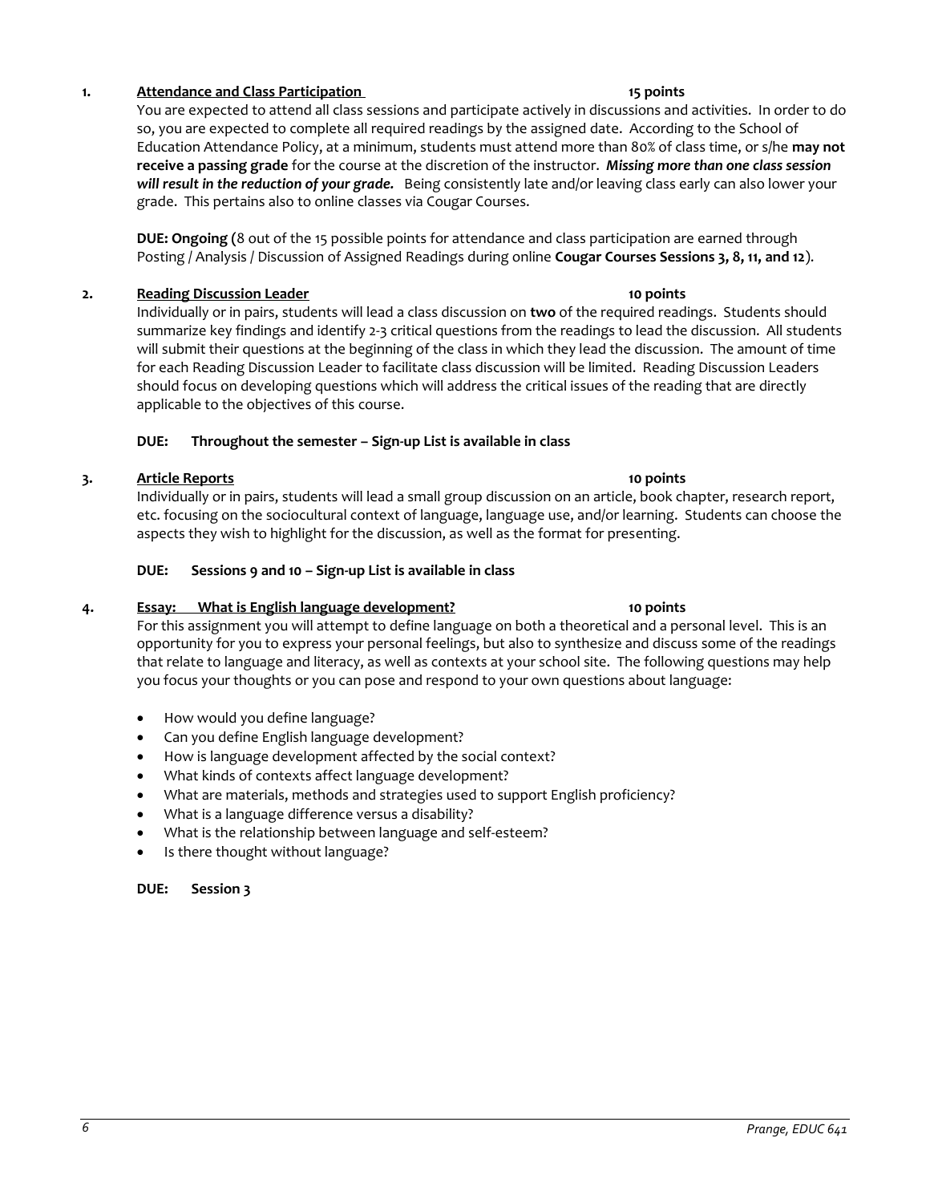1. **Attendance and Class Participation** **15 points**

You are expected to attend all class sessions and participate actively in discussions and activities. In order to do so, you are expected to complete all required readings by the assigned date. According to the School of Education Attendance Policy, at a minimum, students must attend more than 80% of class time, or s/he **may not receive a passing grade** for the course at the discretion of the instructor. ***Missing more than one class session will result in the reduction of your grade.*** Being consistently late and/or leaving class early can also lower your grade. This pertains also to online classes via Cougar Courses.

**DUE: Ongoing** (8 out of the 15 possible points for attendance and class participation are earned through Posting / Analysis / Discussion of Assigned Readings during online **Cougar Courses Sessions 3, 8, 11, and 12**).

2. **Reading Discussion Leader** **10 points**

Individually or in pairs, students will lead a class discussion on **two** of the required readings. Students should summarize key findings and identify 2-3 critical questions from the readings to lead the discussion. All students will submit their questions at the beginning of the class in which they lead the discussion. The amount of time for each Reading Discussion Leader to facilitate class discussion will be limited. Reading Discussion Leaders should focus on developing questions which will address the critical issues of the reading that are directly applicable to the objectives of this course.

**DUE: Throughout the semester – Sign-up List is available in class**

3. **Article Reports** **10 points**

Individually or in pairs, students will lead a small group discussion on an article, book chapter, research report, etc. focusing on the sociocultural context of language, language use, and/or learning. Students can choose the aspects they wish to highlight for the discussion, as well as the format for presenting.

**DUE: Sessions 9 and 10 – Sign-up List is available in class**

4. **Essay: What is English language development?** **10 points**

For this assignment you will attempt to define language on both a theoretical and a personal level. This is an opportunity for you to express your personal feelings, but also to synthesize and discuss some of the readings that relate to language and literacy, as well as contexts at your school site. The following questions may help you focus your thoughts or you can pose and respond to your own questions about language:

- How would you define language?
- Can you define English language development?
- How is language development affected by the social context?
- What kinds of contexts affect language development?
- What are materials, methods and strategies used to support English proficiency?
- What is a language difference versus a disability?
- What is the relationship between language and self-esteem?
- Is there thought without language?

**DUE: Session 3**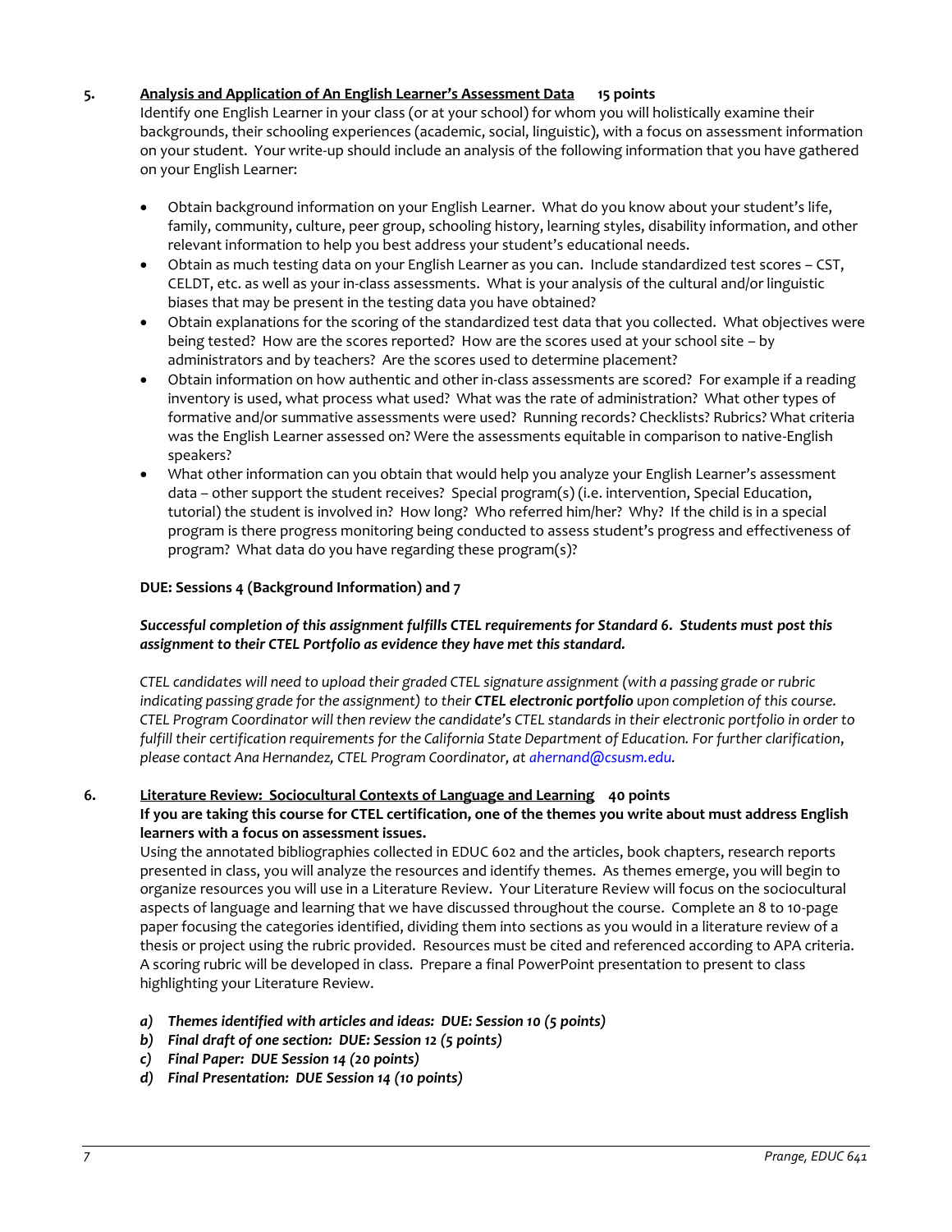5. **Analysis and Application of An English Learner's Assessment Data** **15 points**

Identify one English Learner in your class (or at your school) for whom you will holistically examine their backgrounds, their schooling experiences (academic, social, linguistic), with a focus on assessment information on your student. Your write-up should include an analysis of the following information that you have gathered on your English Learner:

- Obtain background information on your English Learner. What do you know about your student's life, family, community, culture, peer group, schooling history, learning styles, disability information, and other relevant information to help you best address your student's educational needs.
- Obtain as much testing data on your English Learner as you can. Include standardized test scores – CST, CELDT, etc. as well as your in-class assessments. What is your analysis of the cultural and/or linguistic biases that may be present in the testing data you have obtained?
- Obtain explanations for the scoring of the standardized test data that you collected. What objectives were being tested? How are the scores reported? How are the scores used at your school site – by administrators and by teachers? Are the scores used to determine placement?
- Obtain information on how authentic and other in-class assessments are scored? For example if a reading inventory is used, what process what used? What was the rate of administration? What other types of formative and/or summative assessments were used? Running records? Checklists? Rubrics? What criteria was the English Learner assessed on? Were the assessments equitable in comparison to native-English speakers?
- What other information can you obtain that would help you analyze your English Learner's assessment data – other support the student receives? Special program(s) (i.e. intervention, Special Education, tutorial) the student is involved in? How long? Who referred him/her? Why? If the child is in a special program is there progress monitoring being conducted to assess student's progress and effectiveness of program? What data do you have regarding these program(s)?

**DUE: Sessions 4 (Background Information) and 7**

***Successful completion of this assignment fulfills CTEL requirements for Standard 6. Students must post this assignment to their CTEL Portfolio as evidence they have met this standard.***

*CTEL candidates will need to upload their graded CTEL signature assignment (with a passing grade or rubric indicating passing grade for the assignment) to their* ***CTEL electronic portfolio*** *upon completion of this course. CTEL Program Coordinator will then review the candidate's CTEL standards in their electronic portfolio in order to fulfill their certification requirements for the California State Department of Education. For further clarification, please contact Ana Hernandez, CTEL Program Coordinator, at ahernand@csusm.edu.*

6. **Literature Review: Sociocultural Contexts of Language and Learning** **40 points**

**If you are taking this course for CTEL certification, one of the themes you write about must address English learners with a focus on assessment issues.**

Using the annotated bibliographies collected in EDUC 602 and the articles, book chapters, research reports presented in class, you will analyze the resources and identify themes. As themes emerge, you will begin to organize resources you will use in a Literature Review. Your Literature Review will focus on the sociocultural aspects of language and learning that we have discussed throughout the course. Complete an 8 to 10-page paper focusing the categories identified, dividing them into sections as you would in a literature review of a thesis or project using the rubric provided. Resources must be cited and referenced according to APA criteria. A scoring rubric will be developed in class. Prepare a final PowerPoint presentation to present to class highlighting your Literature Review.

a) ***Themes identified with articles and ideas: DUE: Session 10 (5 points)***
b) ***Final draft of one section: DUE: Session 12 (5 points)***
c) ***Final Paper: DUE Session 14 (20 points)***
d) ***Final Presentation: DUE Session 14 (10 points)***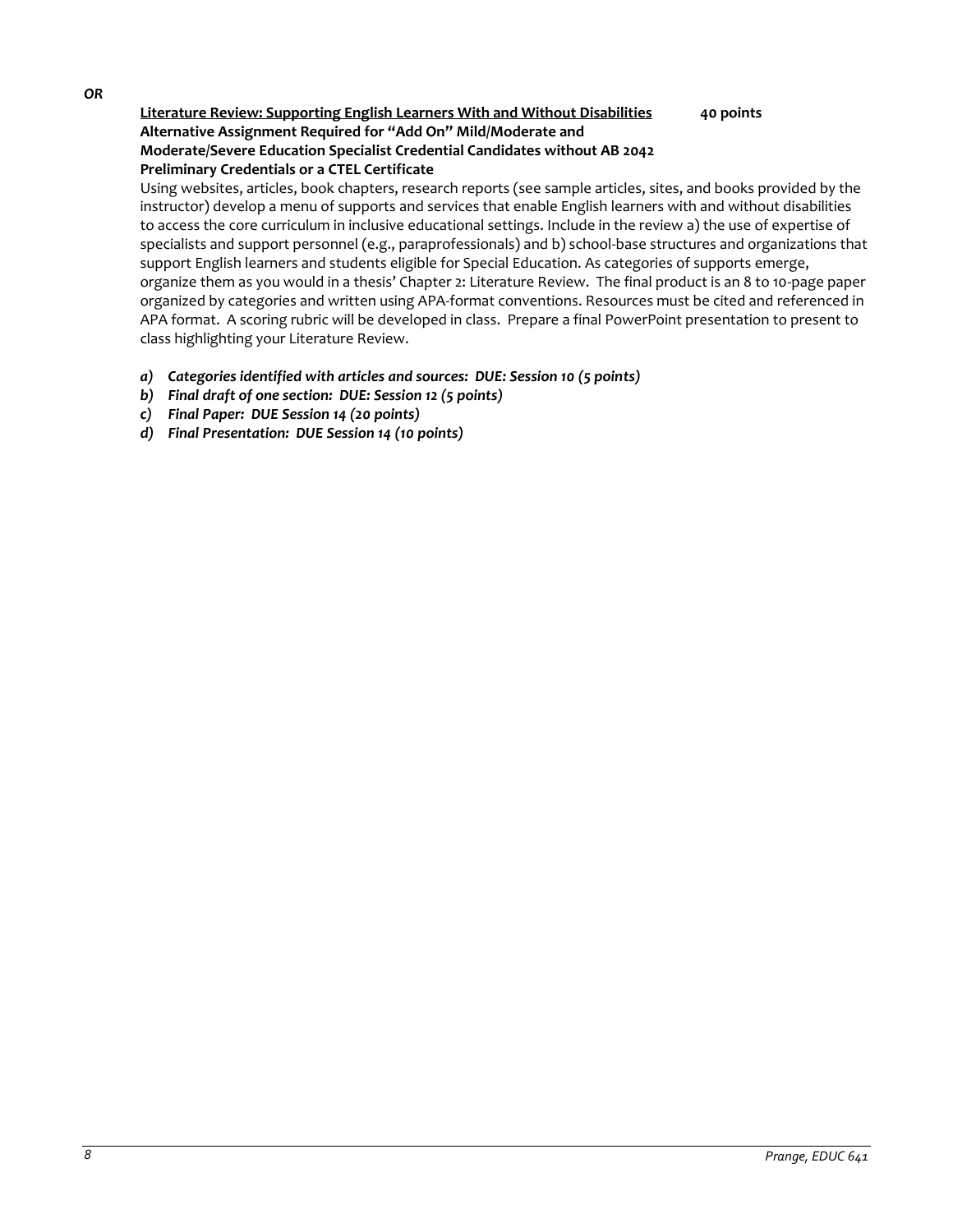***OR***

**<u>Literature Review: Supporting English Learners With and Without Disabilities</u> 40 points**
**Alternative Assignment Required for "Add On" Mild/Moderate and Moderate/Severe Education Specialist Credential Candidates without AB 2042 Preliminary Credentials or a CTEL Certificate**

Using websites, articles, book chapters, research reports (see sample articles, sites, and books provided by the instructor) develop a menu of supports and services that enable English learners with and without disabilities to access the core curriculum in inclusive educational settings. Include in the review a) the use of expertise of specialists and support personnel (e.g., paraprofessionals) and b) school-base structures and organizations that support English learners and students eligible for Special Education. As categories of supports emerge, organize them as you would in a thesis' Chapter 2: Literature Review. The final product is an 8 to 10-page paper organized by categories and written using APA-format conventions. Resources must be cited and referenced in APA format. A scoring rubric will be developed in class. Prepare a final PowerPoint presentation to present to class highlighting your Literature Review.

*a) Categories identified with articles and sources: DUE: Session 10 (5 points)*
*b) Final draft of one section: DUE: Session 12 (5 points)*
*c) Final Paper: DUE Session 14 (20 points)*
*d) Final Presentation: DUE Session 14 (10 points)*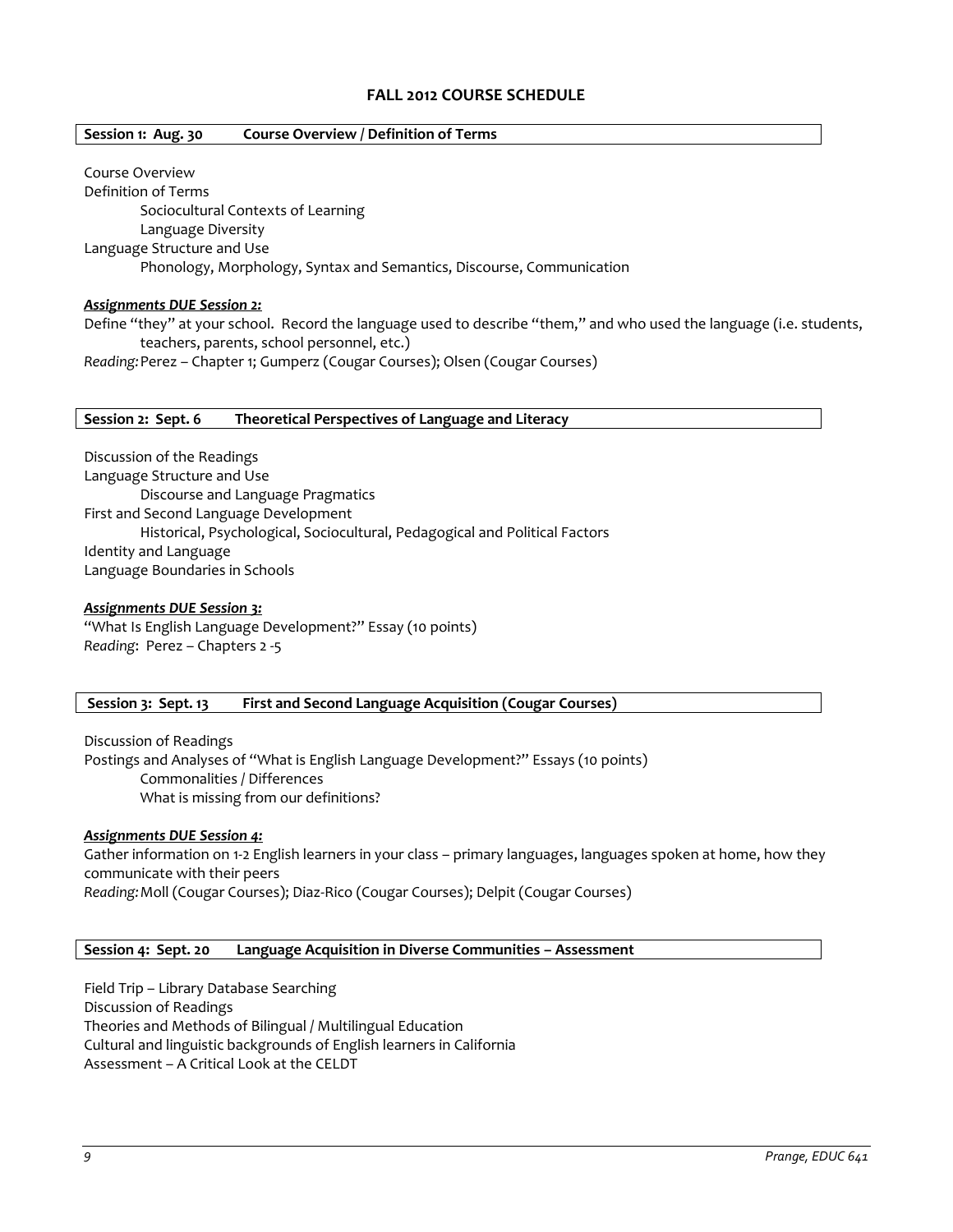## FALL 2012 COURSE SCHEDULE

**Session 1: Aug. 30 — Course Overview / Definition of Terms**

Course Overview
Definition of Terms
- Sociocultural Contexts of Learning
- Language Diversity

Language Structure and Use
- Phonology, Morphology, Syntax and Semantics, Discourse, Communication

***Assignments DUE Session 2:***

Define "they" at your school. Record the language used to describe "them," and who used the language (i.e. students, teachers, parents, school personnel, etc.)
*Reading:* Perez – Chapter 1; Gumperz (Cougar Courses); Olsen (Cougar Courses)

**Session 2: Sept. 6 — Theoretical Perspectives of Language and Literacy**

Discussion of the Readings
Language Structure and Use
- Discourse and Language Pragmatics

First and Second Language Development
- Historical, Psychological, Sociocultural, Pedagogical and Political Factors

Identity and Language
Language Boundaries in Schools

***Assignments DUE Session 3:***

"What Is English Language Development?" Essay (10 points)
*Reading*: Perez – Chapters 2 -5

**Session 3: Sept. 13 — First and Second Language Acquisition (Cougar Courses)**

Discussion of Readings
Postings and Analyses of "What is English Language Development?" Essays (10 points)
- Commonalities / Differences
- What is missing from our definitions?

***Assignments DUE Session 4:***

Gather information on 1-2 English learners in your class – primary languages, languages spoken at home, how they communicate with their peers
*Reading:* Moll (Cougar Courses); Diaz-Rico (Cougar Courses); Delpit (Cougar Courses)

**Session 4: Sept. 20 — Language Acquisition in Diverse Communities – Assessment**

Field Trip – Library Database Searching
Discussion of Readings
Theories and Methods of Bilingual / Multilingual Education
Cultural and linguistic backgrounds of English learners in California
Assessment – A Critical Look at the CELDT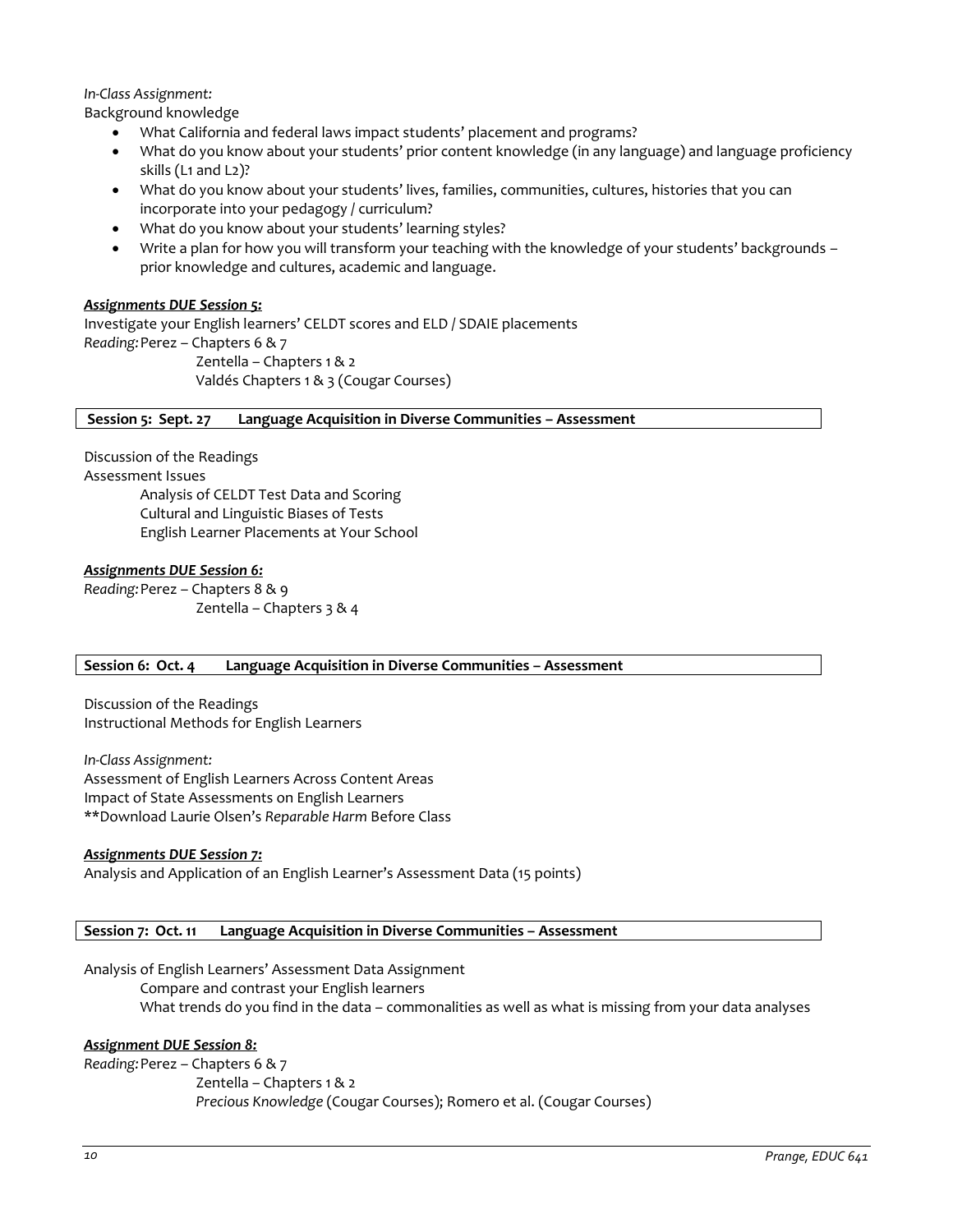*In-Class Assignment:*

Background knowledge

- What California and federal laws impact students' placement and programs?
- What do you know about your students' prior content knowledge (in any language) and language proficiency skills (L1 and L2)?
- What do you know about your students' lives, families, communities, cultures, histories that you can incorporate into your pedagogy / curriculum?
- What do you know about your students' learning styles?
- Write a plan for how you will transform your teaching with the knowledge of your students' backgrounds – prior knowledge and cultures, academic and language.

***Assignments DUE Session 5:***

Investigate your English learners' CELDT scores and ELD / SDAIE placements

*Reading:* Perez – Chapters 6 & 7
Zentella – Chapters 1 & 2
Valdés Chapters 1 & 3 (Cougar Courses)

**Session 5: Sept. 27 Language Acquisition in Diverse Communities – Assessment**

Discussion of the Readings

Assessment Issues

Analysis of CELDT Test Data and Scoring
Cultural and Linguistic Biases of Tests
English Learner Placements at Your School

***Assignments DUE Session 6:***

*Reading:* Perez – Chapters 8 & 9
Zentella – Chapters 3 & 4

**Session 6: Oct. 4 Language Acquisition in Diverse Communities – Assessment**

Discussion of the Readings

Instructional Methods for English Learners

*In-Class Assignment:*

Assessment of English Learners Across Content Areas
Impact of State Assessments on English Learners
**Download Laurie Olsen's *Reparable Harm* Before Class

***Assignments DUE Session 7:***

Analysis and Application of an English Learner's Assessment Data (15 points)

**Session 7: Oct. 11 Language Acquisition in Diverse Communities – Assessment**

Analysis of English Learners' Assessment Data Assignment

Compare and contrast your English learners
What trends do you find in the data – commonalities as well as what is missing from your data analyses

***Assignment DUE Session 8:***

*Reading:* Perez – Chapters 6 & 7
Zentella – Chapters 1 & 2
*Precious Knowledge* (Cougar Courses); Romero et al. (Cougar Courses)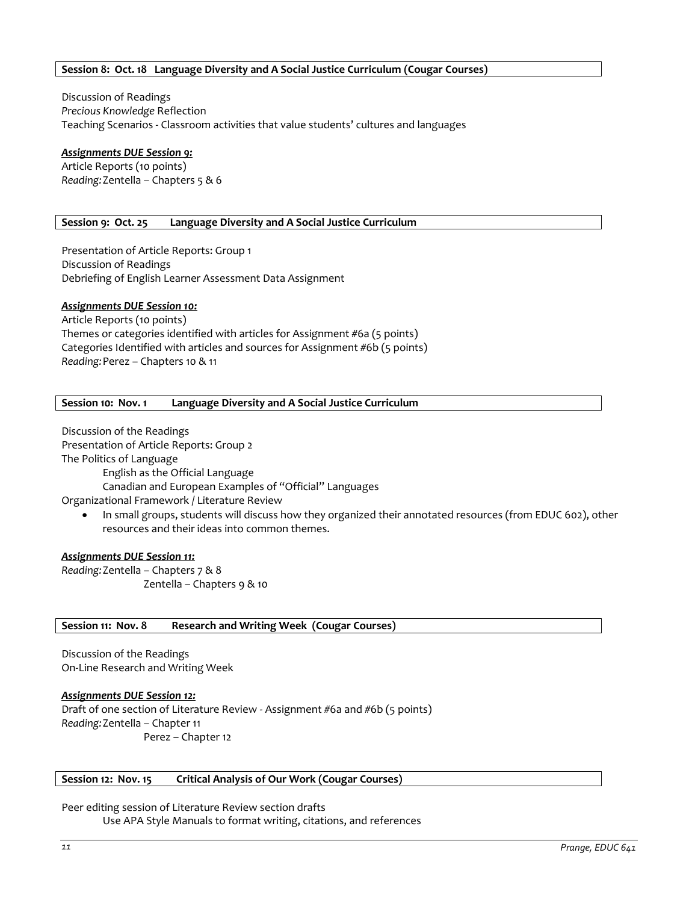**Session 8: Oct. 18 Language Diversity and A Social Justice Curriculum (Cougar Courses)**

Discussion of Readings
*Precious Knowledge* Reflection
Teaching Scenarios - Classroom activities that value students' cultures and languages

***Assignments DUE Session 9:***
Article Reports (10 points)
*Reading:* Zentella – Chapters 5 & 6

**Session 9: Oct. 25 Language Diversity and A Social Justice Curriculum**

Presentation of Article Reports: Group 1
Discussion of Readings
Debriefing of English Learner Assessment Data Assignment

***Assignments DUE Session 10:***
Article Reports (10 points)
Themes or categories identified with articles for Assignment #6a (5 points)
Categories Identified with articles and sources for Assignment #6b (5 points)
*Reading:* Perez – Chapters 10 & 11

**Session 10: Nov. 1 Language Diversity and A Social Justice Curriculum**

Discussion of the Readings
Presentation of Article Reports: Group 2
The Politics of Language
  English as the Official Language
  Canadian and European Examples of "Official" Languages
Organizational Framework / Literature Review

- In small groups, students will discuss how they organized their annotated resources (from EDUC 602), other resources and their ideas into common themes.

***Assignments DUE Session 11:***
*Reading:* Zentella – Chapters 7 & 8
  Zentella – Chapters 9 & 10

**Session 11: Nov. 8 Research and Writing Week (Cougar Courses)**

Discussion of the Readings
On-Line Research and Writing Week

***Assignments DUE Session 12:***
Draft of one section of Literature Review - Assignment #6a and #6b (5 points)
*Reading:* Zentella – Chapter 11
  Perez – Chapter 12

**Session 12: Nov. 15 Critical Analysis of Our Work (Cougar Courses)**

Peer editing session of Literature Review section drafts
  Use APA Style Manuals to format writing, citations, and references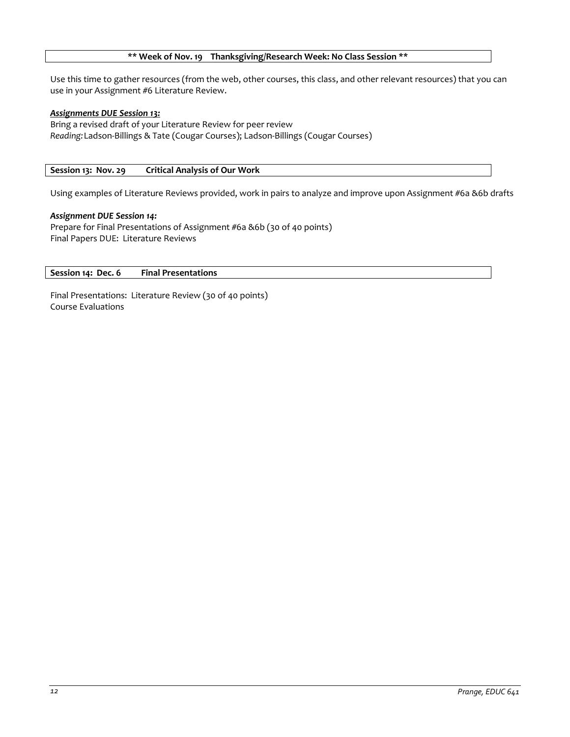### ** Week of Nov. 19 Thanksgiving/Research Week: No Class Session **

Use this time to gather resources (from the web, other courses, this class, and other relevant resources) that you can use in your Assignment #6 Literature Review.

***Assignments DUE Session 13:***
Bring a revised draft of your Literature Review for peer review
*Reading:* Ladson-Billings & Tate (Cougar Courses); Ladson-Billings (Cougar Courses)

### Session 13: Nov. 29 Critical Analysis of Our Work

Using examples of Literature Reviews provided, work in pairs to analyze and improve upon Assignment #6a &6b drafts

***Assignment DUE Session 14:***
Prepare for Final Presentations of Assignment #6a &6b (30 of 40 points)
Final Papers DUE: Literature Reviews

### Session 14: Dec. 6 Final Presentations

Final Presentations: Literature Review (30 of 40 points)
Course Evaluations